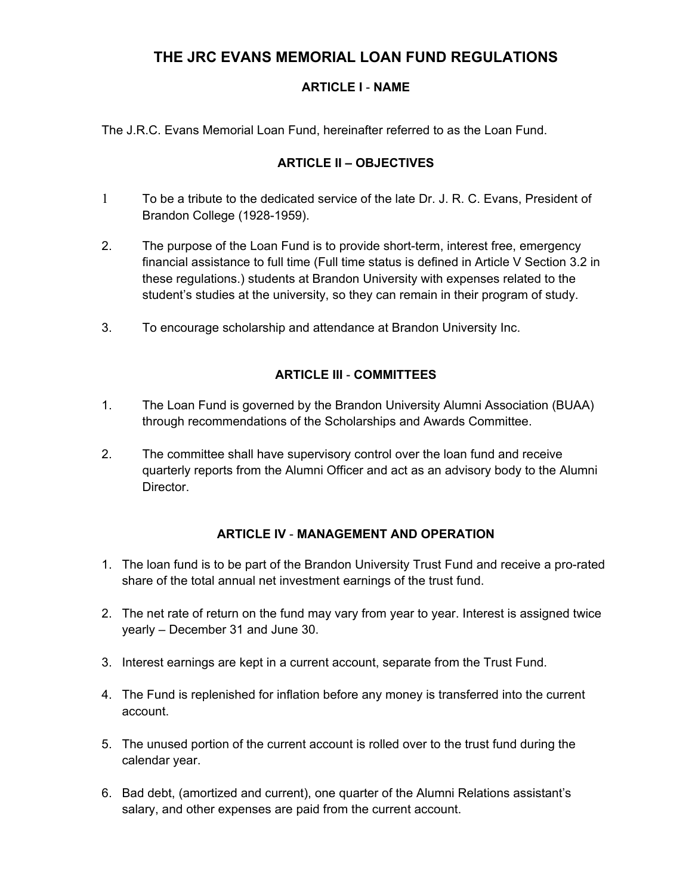# THE JRC EVANS MEMORIAL LOAN FUND REGULATIONS

## ARTICLE I - NAME

The J.R.C. Evans Memorial Loan Fund, hereinafter referred to as the Loan Fund.

## ARTICLE II – OBJECTIVES

1 To be a tribute to the dedicated service of the late Dr. J. R. C. Evans, President of Brandon College (1928-1959).

2. The purpose of the Loan Fund is to provide short-term, interest free, emergency financial assistance to full time (Full time status is defined in Article V Section 3.2 in these regulations.) students at Brandon University with expenses related to the student's studies at the university, so they can remain in their program of study.

3. To encourage scholarship and attendance at Brandon University Inc.

## ARTICLE III - COMMITTEES

1. The Loan Fund is governed by the Brandon University Alumni Association (BUAA) through recommendations of the Scholarships and Awards Committee.

2. The committee shall have supervisory control over the loan fund and receive quarterly reports from the Alumni Officer and act as an advisory body to the Alumni Director.

## ARTICLE IV - MANAGEMENT AND OPERATION

1. The loan fund is to be part of the Brandon University Trust Fund and receive a pro-rated share of the total annual net investment earnings of the trust fund.
2. The net rate of return on the fund may vary from year to year. Interest is assigned twice yearly – December 31 and June 30.
3. Interest earnings are kept in a current account, separate from the Trust Fund.
4. The Fund is replenished for inflation before any money is transferred into the current account.
5. The unused portion of the current account is rolled over to the trust fund during the calendar year.
6. Bad debt, (amortized and current), one quarter of the Alumni Relations assistant's salary, and other expenses are paid from the current account.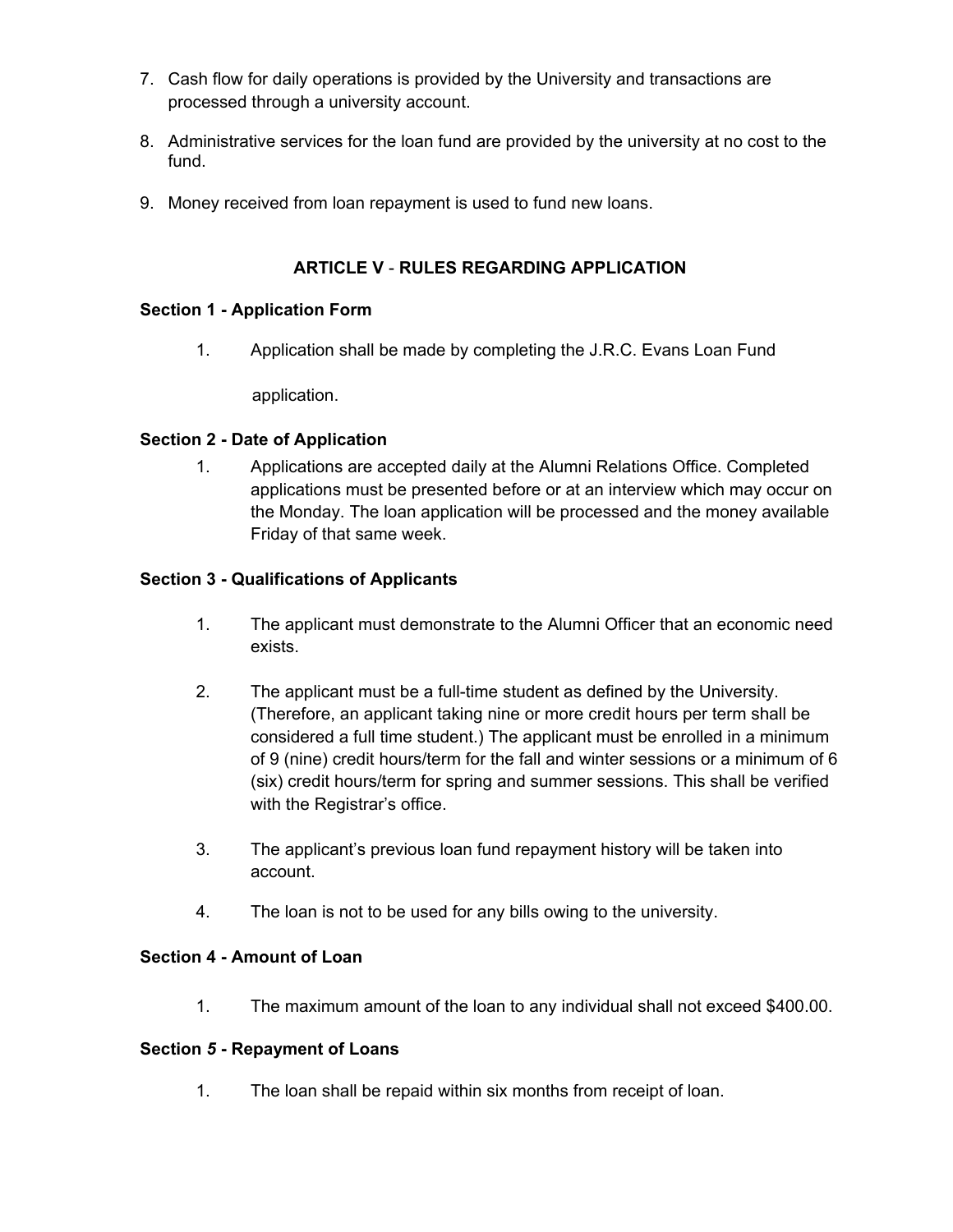7. Cash flow for daily operations is provided by the University and transactions are processed through a university account.

8. Administrative services for the loan fund are provided by the university at no cost to the fund.

9. Money received from loan repayment is used to fund new loans.

## ARTICLE V - RULES REGARDING APPLICATION

**Section 1 - Application Form**

1. Application shall be made by completing the J.R.C. Evans Loan Fund application.

**Section 2 - Date of Application**

1. Applications are accepted daily at the Alumni Relations Office. Completed applications must be presented before or at an interview which may occur on the Monday. The loan application will be processed and the money available Friday of that same week.

**Section 3 - Qualifications of Applicants**

1. The applicant must demonstrate to the Alumni Officer that an economic need exists.

2. The applicant must be a full-time student as defined by the University. (Therefore, an applicant taking nine or more credit hours per term shall be considered a full time student.) The applicant must be enrolled in a minimum of 9 (nine) credit hours/term for the fall and winter sessions or a minimum of 6 (six) credit hours/term for spring and summer sessions. This shall be verified with the Registrar's office.

3. The applicant's previous loan fund repayment history will be taken into account.

4. The loan is not to be used for any bills owing to the university.

**Section 4 - Amount of Loan**

1. The maximum amount of the loan to any individual shall not exceed $400.00.

**Section *5* - Repayment of Loans**

1. The loan shall be repaid within six months from receipt of loan.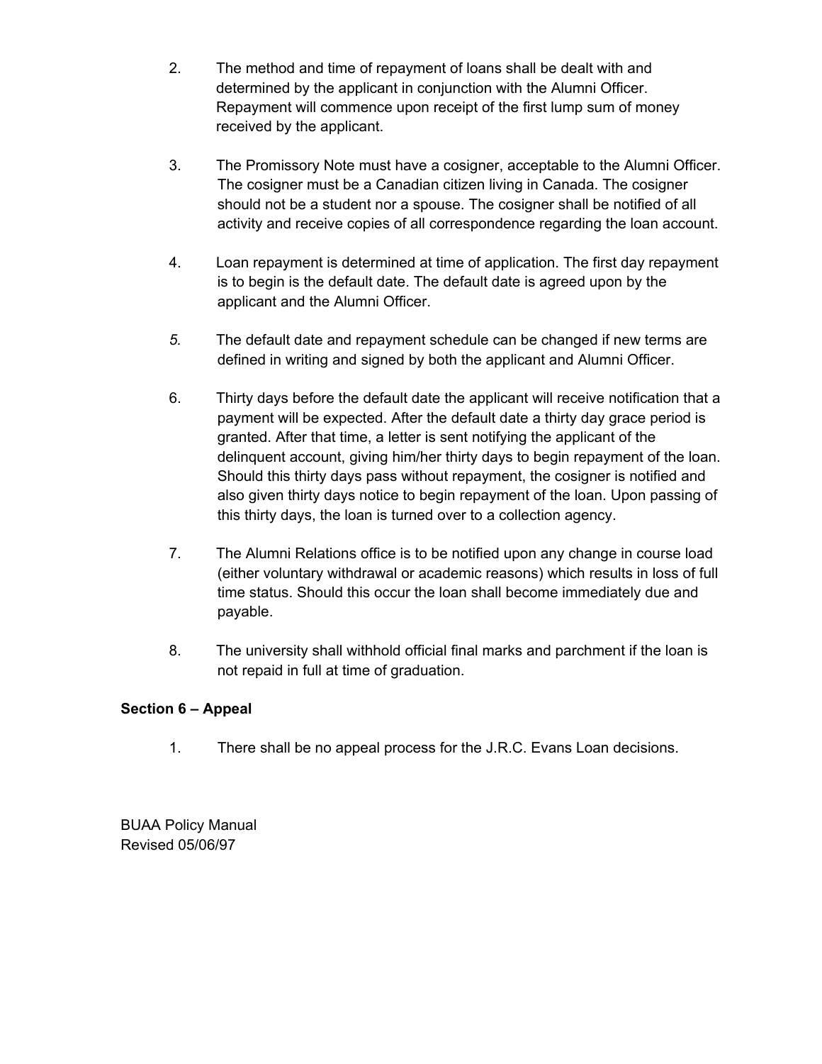2. The method and time of repayment of loans shall be dealt with and determined by the applicant in conjunction with the Alumni Officer. Repayment will commence upon receipt of the first lump sum of money received by the applicant.

3. The Promissory Note must have a cosigner, acceptable to the Alumni Officer. The cosigner must be a Canadian citizen living in Canada. The cosigner should not be a student nor a spouse. The cosigner shall be notified of all activity and receive copies of all correspondence regarding the loan account.

4. Loan repayment is determined at time of application. The first day repayment is to begin is the default date. The default date is agreed upon by the applicant and the Alumni Officer.

5. The default date and repayment schedule can be changed if new terms are defined in writing and signed by both the applicant and Alumni Officer.

6. Thirty days before the default date the applicant will receive notification that a payment will be expected. After the default date a thirty day grace period is granted. After that time, a letter is sent notifying the applicant of the delinquent account, giving him/her thirty days to begin repayment of the loan. Should this thirty days pass without repayment, the cosigner is notified and also given thirty days notice to begin repayment of the loan. Upon passing of this thirty days, the loan is turned over to a collection agency.

7. The Alumni Relations office is to be notified upon any change in course load (either voluntary withdrawal or academic reasons) which results in loss of full time status. Should this occur the loan shall become immediately due and payable.

8. The university shall withhold official final marks and parchment if the loan is not repaid in full at time of graduation.

**Section 6 – Appeal**

1. There shall be no appeal process for the J.R.C. Evans Loan decisions.

BUAA Policy Manual
Revised 05/06/97